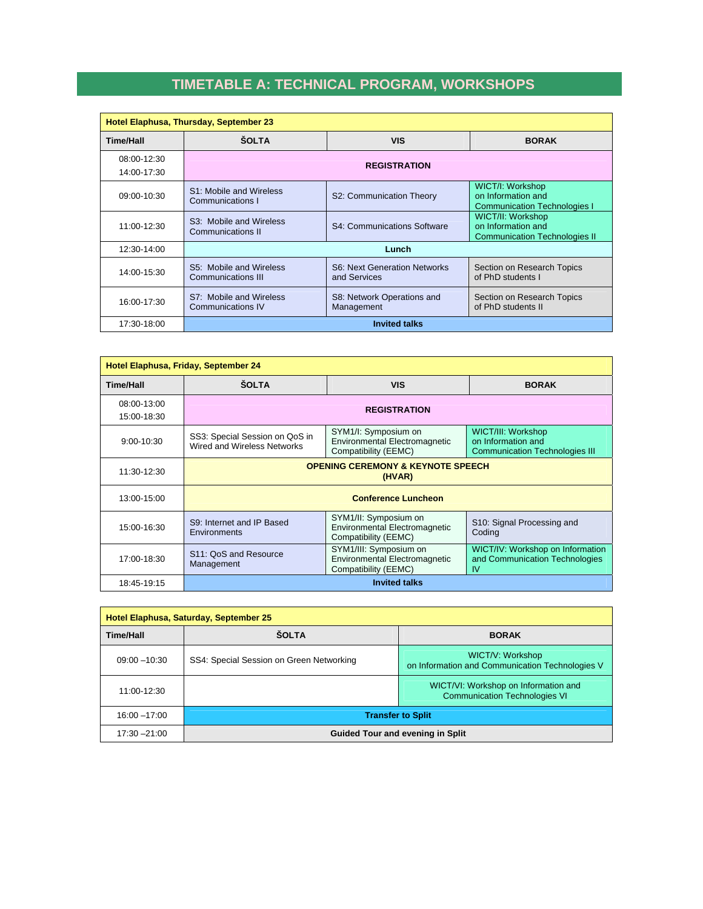# TIMETABLE A: TECHNICAL PROGRAM, WORKSHOPS

| Hotel Elaphusa, Thursday, September 23 | | | |
|---|---|---|---|
| **Time/Hall** | **ŠOLTA** | **VIS** | **BORAK** |
| 08:00-12:30<br>14:00-17:30 | **REGISTRATION** | | |
| 09:00-10:30 | S1: Mobile and Wireless Communications I | S2: Communication Theory | WICT/I: Workshop on Information and Communication Technologies I |
| 11:00-12:30 | S3: Mobile and Wireless Communications II | S4: Communications Software | WICT/II: Workshop on Information and Communication Technologies II |
| 12:30-14:00 | **Lunch** | | |
| 14:00-15:30 | S5: Mobile and Wireless Communications III | S6: Next Generation Networks and Services | Section on Research Topics of PhD students I |
| 16:00-17:30 | S7: Mobile and Wireless Communications IV | S8: Network Operations and Management | Section on Research Topics of PhD students II |
| 17:30-18:00 | **Invited talks** | | |

| Hotel Elaphusa, Friday, September 24 | | | |
|---|---|---|---|
| **Time/Hall** | **ŠOLTA** | **VIS** | **BORAK** |
| 08:00-13:00<br>15:00-18:30 | **REGISTRATION** | | |
| 9:00-10:30 | SS3: Special Session on QoS in Wired and Wireless Networks | SYM1/I: Symposium on Environmental Electromagnetic Compatibility (EEMC) | WICT/III: Workshop on Information and Communication Technologies III |
| 11:30-12:30 | **OPENING CEREMONY & KEYNOTE SPEECH (HVAR)** | | |
| 13:00-15:00 | **Conference Luncheon** | | |
| 15:00-16:30 | S9: Internet and IP Based Environments | SYM1/II: Symposium on Environmental Electromagnetic Compatibility (EEMC) | S10: Signal Processing and Coding |
| 17:00-18:30 | S11: QoS and Resource Management | SYM1/III: Symposium on Environmental Electromagnetic Compatibility (EEMC) | WICT/IV: Workshop on Information and Communication Technologies IV |
| 18:45-19:15 | **Invited talks** | | |

| Hotel Elaphusa, Saturday, September 25 | | |
|---|---|---|
| **Time/Hall** | **ŠOLTA** | **BORAK** |
| 09:00 –10:30 | SS4: Special Session on Green Networking | WICT/V: Workshop on Information and Communication Technologies V |
| 11:00-12:30 | | WICT/VI: Workshop on Information and Communication Technologies VI |
| 16:00 –17:00 | **Transfer to Split** | |
| 17:30 –21:00 | **Guided Tour and evening in Split** | |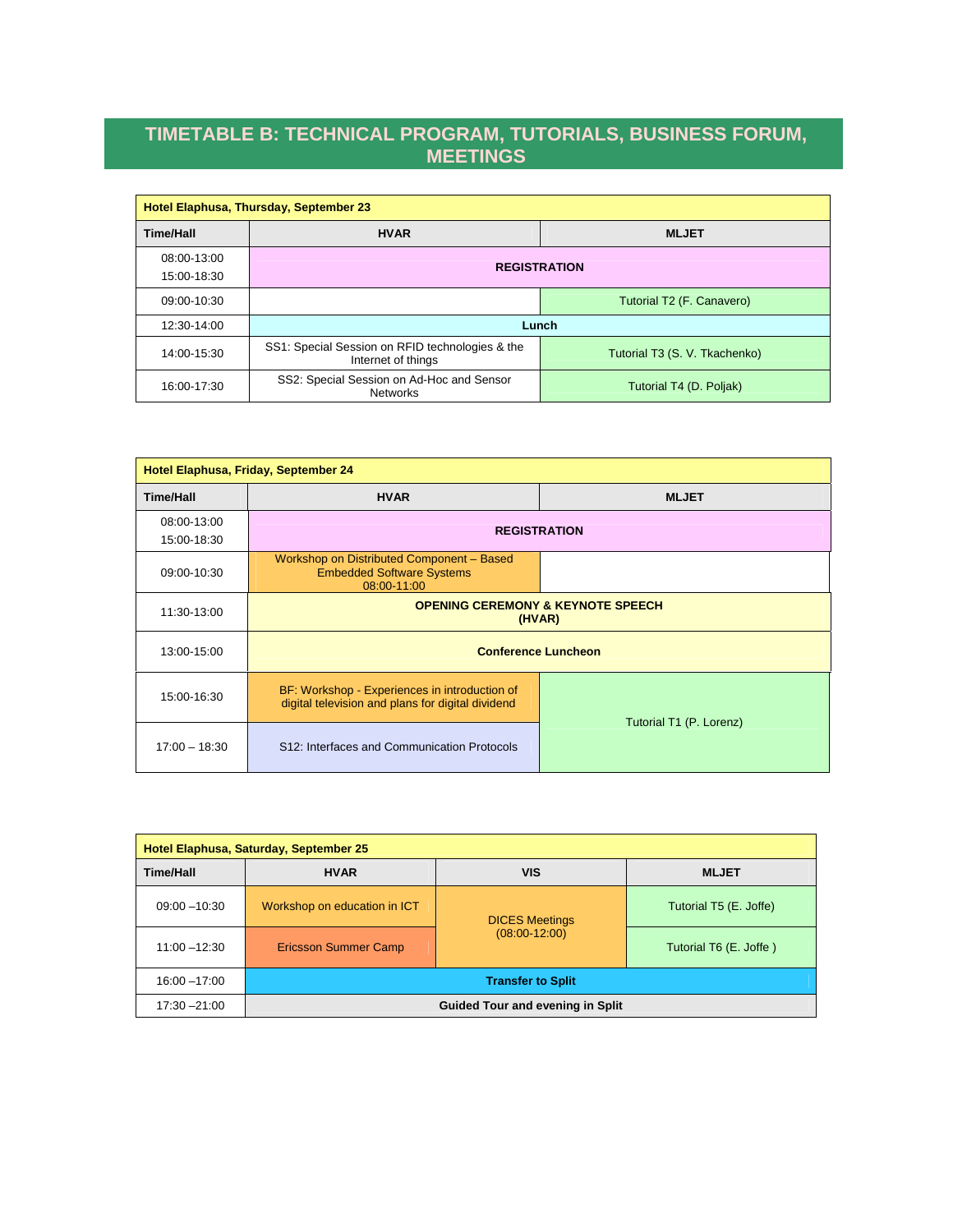# TIMETABLE B: TECHNICAL PROGRAM, TUTORIALS, BUSINESS FORUM, MEETINGS

| **Hotel Elaphusa, Thursday, September 23** | | |
|---|---|---|
| **Time/Hall** | **HVAR** | **MLJET** |
| 08:00-13:00<br>15:00-18:30 | **REGISTRATION** | |
| 09:00-10:30 | | Tutorial T2 (F. Canavero) |
| 12:30-14:00 | **Lunch** | |
| 14:00-15:30 | SS1: Special Session on RFID technologies & the Internet of things | Tutorial T3 (S. V. Tkachenko) |
| 16:00-17:30 | SS2: Special Session on Ad-Hoc and Sensor Networks | Tutorial T4 (D. Poljak) |

| **Hotel Elaphusa, Friday, September 24** | | |
|---|---|---|
| **Time/Hall** | **HVAR** | **MLJET** |
| 08:00-13:00<br>15:00-18:30 | **REGISTRATION** | |
| 09:00-10:30 | Workshop on Distributed Component – Based Embedded Software Systems 08:00-11:00 | |
| 11:30-13:00 | **OPENING CEREMONY & KEYNOTE SPEECH (HVAR)** | |
| 13:00-15:00 | **Conference Luncheon** | |
| 15:00-16:30 | BF: Workshop - Experiences in introduction of digital television and plans for digital dividend | Tutorial T1 (P. Lorenz) |
| 17:00 – 18:30 | S12: Interfaces and Communication Protocols | |

| **Hotel Elaphusa, Saturday, September 25** | | | |
|---|---|---|---|
| **Time/Hall** | **HVAR** | **VIS** | **MLJET** |
| 09:00 –10:30 | Workshop on education in ICT | DICES Meetings (08:00-12:00) | Tutorial T5 (E. Joffe) |
| 11:00 –12:30 | Ericsson Summer Camp | | Tutorial T6 (E. Joffe ) |
| 16:00 –17:00 | **Transfer to Split** | | |
| 17:30 –21:00 | **Guided Tour and evening in Split** | | |